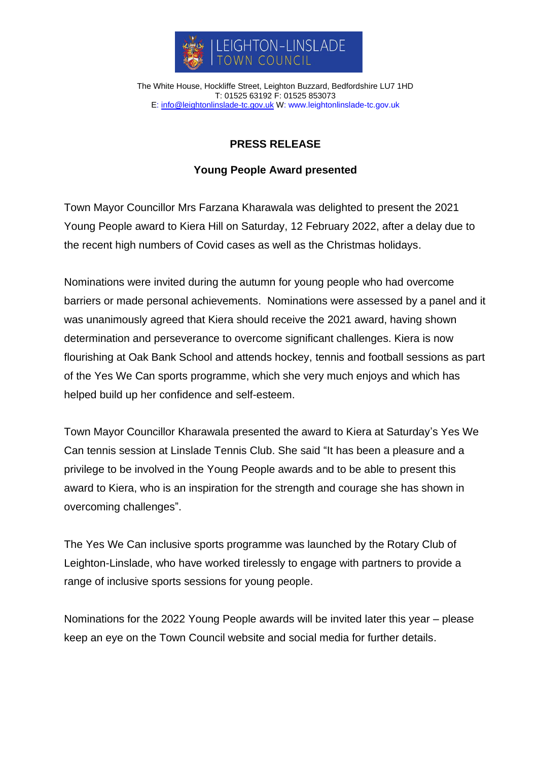LEIGHTON-LINSLADE TOWN COUNCIL

The White House, Hockliffe Street, Leighton Buzzard, Bedfordshire LU7 1HD
T: 01525 63192 F: 01525 853073
E: info@leightonlinslade-tc.gov.uk W: www.leightonlinslade-tc.gov.uk

**PRESS RELEASE**

**Young People Award presented**

Town Mayor Councillor Mrs Farzana Kharawala was delighted to present the 2021 Young People award to Kiera Hill on Saturday, 12 February 2022, after a delay due to the recent high numbers of Covid cases as well as the Christmas holidays.

Nominations were invited during the autumn for young people who had overcome barriers or made personal achievements. Nominations were assessed by a panel and it was unanimously agreed that Kiera should receive the 2021 award, having shown determination and perseverance to overcome significant challenges. Kiera is now flourishing at Oak Bank School and attends hockey, tennis and football sessions as part of the Yes We Can sports programme, which she very much enjoys and which has helped build up her confidence and self-esteem.

Town Mayor Councillor Kharawala presented the award to Kiera at Saturday's Yes We Can tennis session at Linslade Tennis Club. She said "It has been a pleasure and a privilege to be involved in the Young People awards and to be able to present this award to Kiera, who is an inspiration for the strength and courage she has shown in overcoming challenges".

The Yes We Can inclusive sports programme was launched by the Rotary Club of Leighton-Linslade, who have worked tirelessly to engage with partners to provide a range of inclusive sports sessions for young people.

Nominations for the 2022 Young People awards will be invited later this year – please keep an eye on the Town Council website and social media for further details.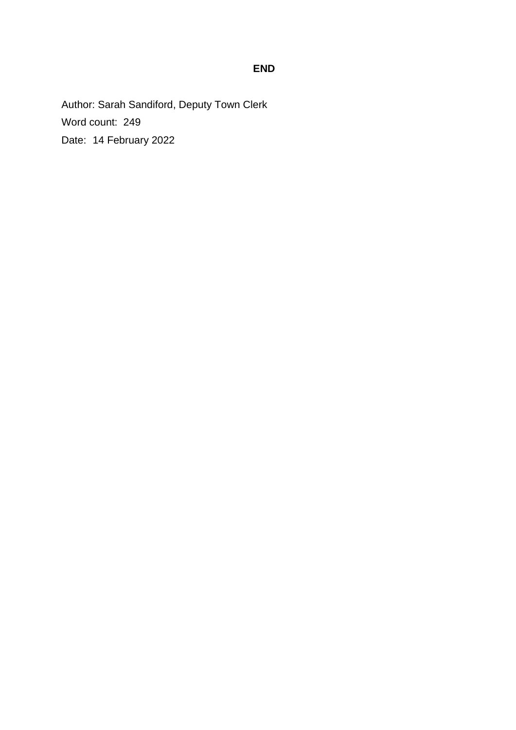**END**

Author: Sarah Sandiford, Deputy Town Clerk

Word count: 249

Date: 14 February 2022